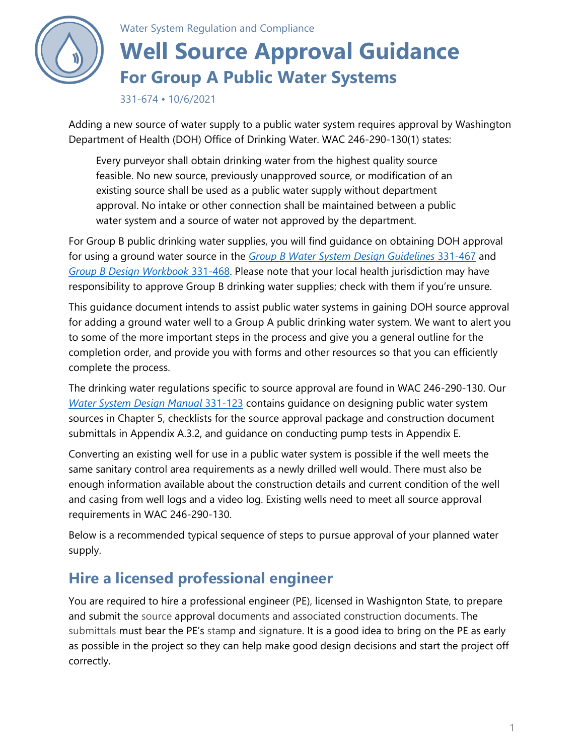Water System Regulation and Compliance

# Well Source Approval Guidance

## For Group A Public Water Systems

331-674 • 10/6/2021

Adding a new source of water supply to a public water system requires approval by Washington Department of Health (DOH) Office of Drinking Water. WAC 246-290-130(1) states:

> Every purveyor shall obtain drinking water from the highest quality source feasible. No new source, previously unapproved source, or modification of an existing source shall be used as a public water supply without department approval. No intake or other connection shall be maintained between a public water system and a source of water not approved by the department.

For Group B public drinking water supplies, you will find guidance on obtaining DOH approval for using a ground water source in the *Group B Water System Design Guidelines* 331-467 and *Group B Design Workbook* 331-468. Please note that your local health jurisdiction may have responsibility to approve Group B drinking water supplies; check with them if you're unsure.

This guidance document intends to assist public water systems in gaining DOH source approval for adding a ground water well to a Group A public drinking water system. We want to alert you to some of the more important steps in the process and give you a general outline for the completion order, and provide you with forms and other resources so that you can efficiently complete the process.

The drinking water regulations specific to source approval are found in WAC 246-290-130. Our *Water System Design Manual* 331-123 contains guidance on designing public water system sources in Chapter 5, checklists for the source approval package and construction document submittals in Appendix A.3.2, and guidance on conducting pump tests in Appendix E.

Converting an existing well for use in a public water system is possible if the well meets the same sanitary control area requirements as a newly drilled well would. There must also be enough information available about the construction details and current condition of the well and casing from well logs and a video log. Existing wells need to meet all source approval requirements in WAC 246-290-130.

Below is a recommended typical sequence of steps to pursue approval of your planned water supply.

## Hire a licensed professional engineer

You are required to hire a professional engineer (PE), licensed in Washington State, to prepare and submit the source approval documents and associated construction documents. The submittals must bear the PE's stamp and signature. It is a good idea to bring on the PE as early as possible in the project so they can help make good design decisions and start the project off correctly.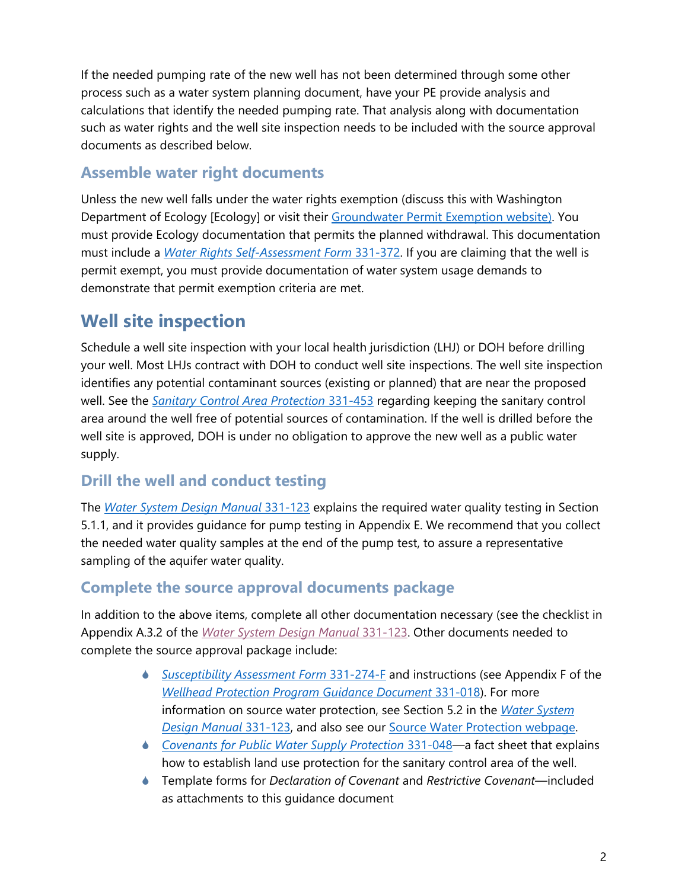If the needed pumping rate of the new well has not been determined through some other process such as a water system planning document, have your PE provide analysis and calculations that identify the needed pumping rate. That analysis along with documentation such as water rights and the well site inspection needs to be included with the source approval documents as described below.

### Assemble water right documents

Unless the new well falls under the water rights exemption (discuss this with Washington Department of Ecology [Ecology] or visit their Groundwater Permit Exemption website). You must provide Ecology documentation that permits the planned withdrawal. This documentation must include a *Water Rights Self-Assessment Form* 331-372. If you are claiming that the well is permit exempt, you must provide documentation of water system usage demands to demonstrate that permit exemption criteria are met.

## Well site inspection

Schedule a well site inspection with your local health jurisdiction (LHJ) or DOH before drilling your well. Most LHJs contract with DOH to conduct well site inspections. The well site inspection identifies any potential contaminant sources (existing or planned) that are near the proposed well. See the *Sanitary Control Area Protection* 331-453 regarding keeping the sanitary control area around the well free of potential sources of contamination. If the well is drilled before the well site is approved, DOH is under no obligation to approve the new well as a public water supply.

### Drill the well and conduct testing

The *Water System Design Manual* 331-123 explains the required water quality testing in Section 5.1.1, and it provides guidance for pump testing in Appendix E. We recommend that you collect the needed water quality samples at the end of the pump test, to assure a representative sampling of the aquifer water quality.

### Complete the source approval documents package

In addition to the above items, complete all other documentation necessary (see the checklist in Appendix A.3.2 of the *Water System Design Manual* 331-123. Other documents needed to complete the source approval package include:

- *Susceptibility Assessment Form* 331-274-F and instructions (see Appendix F of the *Wellhead Protection Program Guidance Document* 331-018). For more information on source water protection, see Section 5.2 in the *Water System Design Manual* 331-123, and also see our Source Water Protection webpage.
- *Covenants for Public Water Supply Protection* 331-048—a fact sheet that explains how to establish land use protection for the sanitary control area of the well.
- Template forms for *Declaration of Covenant* and *Restrictive Covenant*—included as attachments to this guidance document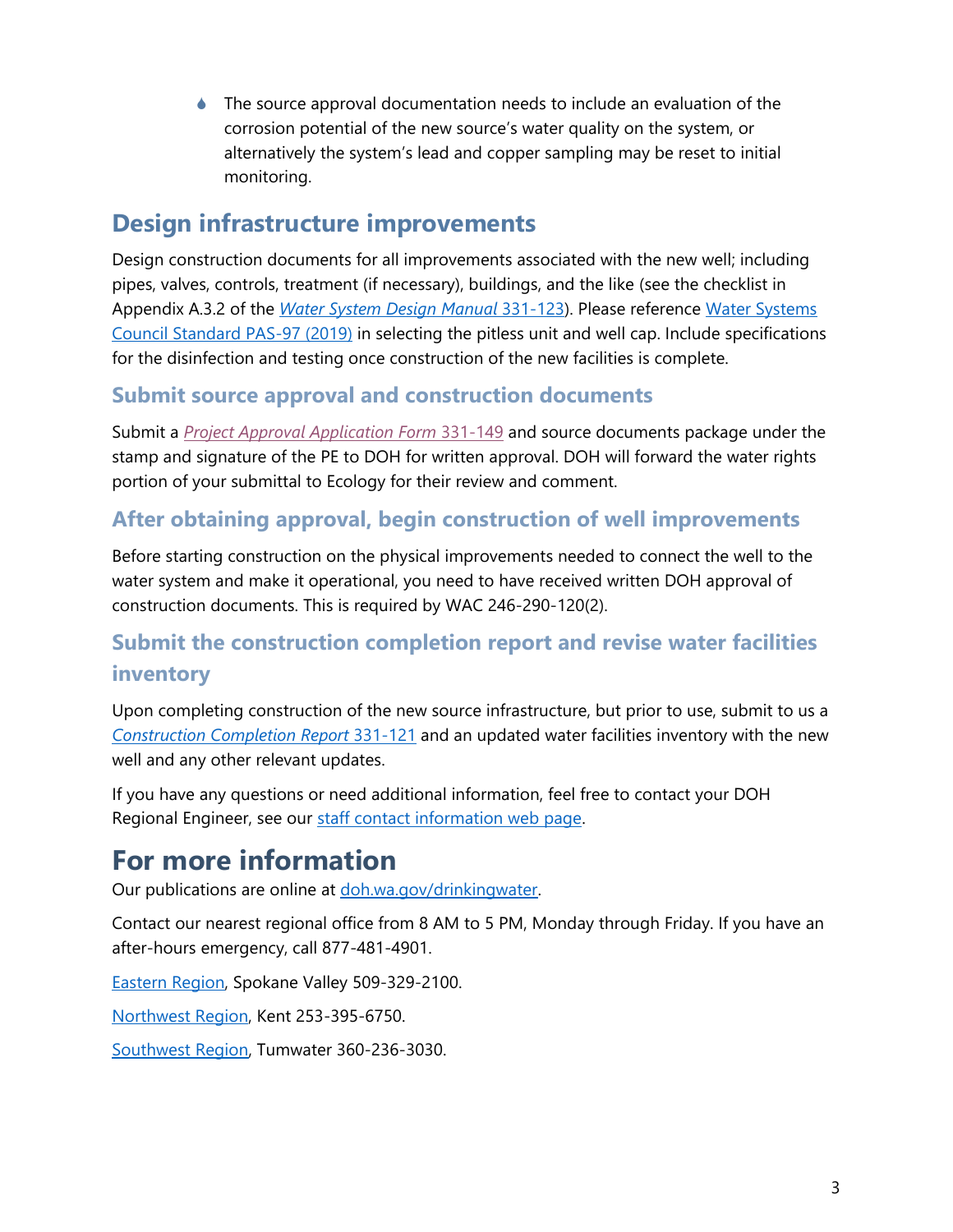- The source approval documentation needs to include an evaluation of the corrosion potential of the new source's water quality on the system, or alternatively the system's lead and copper sampling may be reset to initial monitoring.

## Design infrastructure improvements

Design construction documents for all improvements associated with the new well; including pipes, valves, controls, treatment (if necessary), buildings, and the like (see the checklist in Appendix A.3.2 of the *Water System Design Manual* 331-123). Please reference Water Systems Council Standard PAS-97 (2019) in selecting the pitless unit and well cap. Include specifications for the disinfection and testing once construction of the new facilities is complete.

### Submit source approval and construction documents

Submit a *Project Approval Application Form* 331-149 and source documents package under the stamp and signature of the PE to DOH for written approval. DOH will forward the water rights portion of your submittal to Ecology for their review and comment.

### After obtaining approval, begin construction of well improvements

Before starting construction on the physical improvements needed to connect the well to the water system and make it operational, you need to have received written DOH approval of construction documents. This is required by WAC 246-290-120(2).

### Submit the construction completion report and revise water facilities inventory

Upon completing construction of the new source infrastructure, but prior to use, submit to us a *Construction Completion Report* 331-121 and an updated water facilities inventory with the new well and any other relevant updates.

If you have any questions or need additional information, feel free to contact your DOH Regional Engineer, see our staff contact information web page.

# For more information

Our publications are online at doh.wa.gov/drinkingwater.

Contact our nearest regional office from 8 AM to 5 PM, Monday through Friday. If you have an after-hours emergency, call 877-481-4901.

Eastern Region, Spokane Valley 509-329-2100.

Northwest Region, Kent 253-395-6750.

Southwest Region, Tumwater 360-236-3030.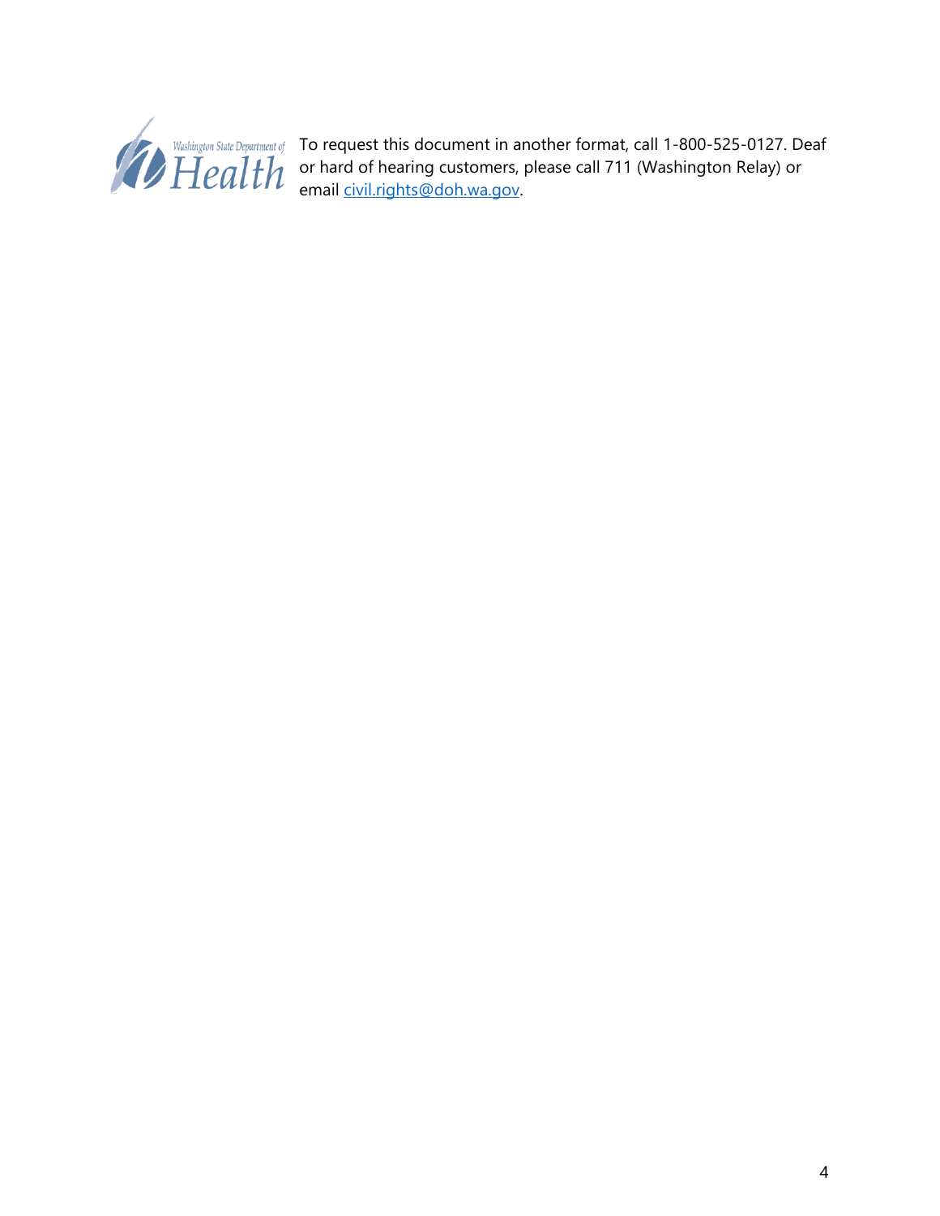To request this document in another format, call 1-800-525-0127. Deaf or hard of hearing customers, please call 711 (Washington Relay) or email [civil.rights@doh.wa.gov](mailto:civil.rights@doh.wa.gov).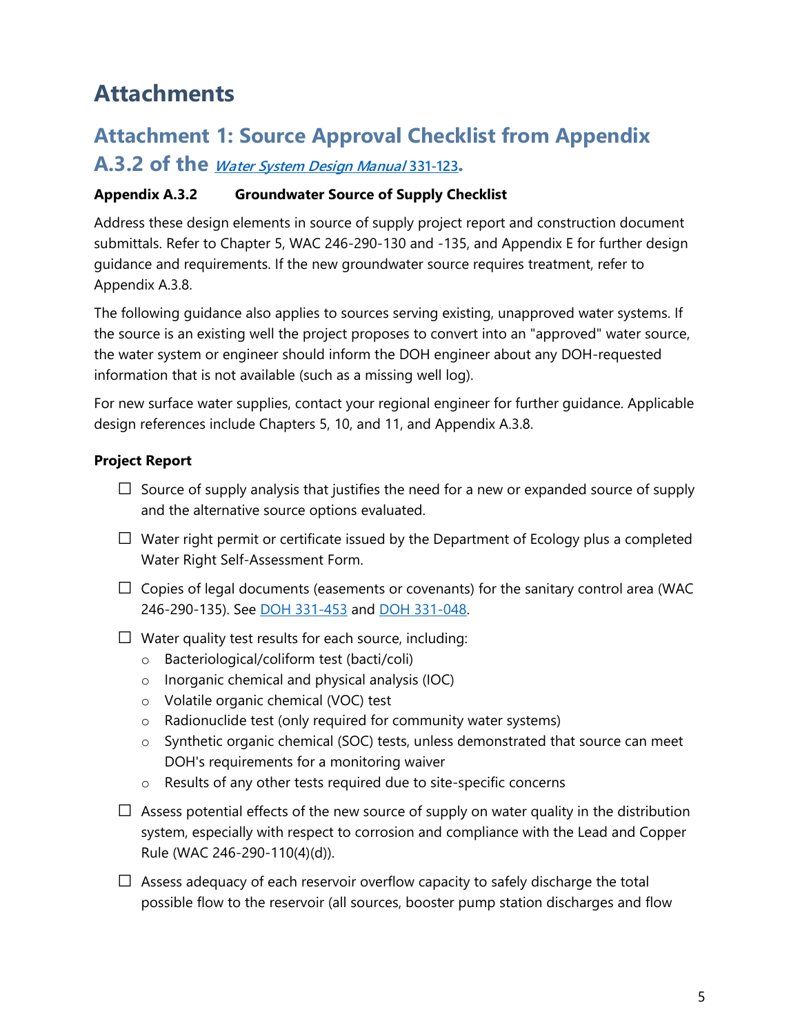# Attachments

## Attachment 1: Source Approval Checklist from Appendix A.3.2 of the *Water System Design Manual* 331-123.

**Appendix A.3.2 Groundwater Source of Supply Checklist**

Address these design elements in source of supply project report and construction document submittals. Refer to Chapter 5, WAC 246-290-130 and -135, and Appendix E for further design guidance and requirements. If the new groundwater source requires treatment, refer to Appendix A.3.8.

The following guidance also applies to sources serving existing, unapproved water systems. If the source is an existing well the project proposes to convert into an "approved" water source, the water system or engineer should inform the DOH engineer about any DOH-requested information that is not available (such as a missing well log).

For new surface water supplies, contact your regional engineer for further guidance. Applicable design references include Chapters 5, 10, and 11, and Appendix A.3.8.

**Project Report**

- ☐ Source of supply analysis that justifies the need for a new or expanded source of supply and the alternative source options evaluated.
- ☐ Water right permit or certificate issued by the Department of Ecology plus a completed Water Right Self-Assessment Form.
- ☐ Copies of legal documents (easements or covenants) for the sanitary control area (WAC 246-290-135). See DOH 331-453 and DOH 331-048.
- ☐ Water quality test results for each source, including:
  - Bacteriological/coliform test (bacti/coli)
  - Inorganic chemical and physical analysis (IOC)
  - Volatile organic chemical (VOC) test
  - Radionuclide test (only required for community water systems)
  - Synthetic organic chemical (SOC) tests, unless demonstrated that source can meet DOH's requirements for a monitoring waiver
  - Results of any other tests required due to site-specific concerns
- ☐ Assess potential effects of the new source of supply on water quality in the distribution system, especially with respect to corrosion and compliance with the Lead and Copper Rule (WAC 246-290-110(4)(d)).
- ☐ Assess adequacy of each reservoir overflow capacity to safely discharge the total possible flow to the reservoir (all sources, booster pump station discharges and flow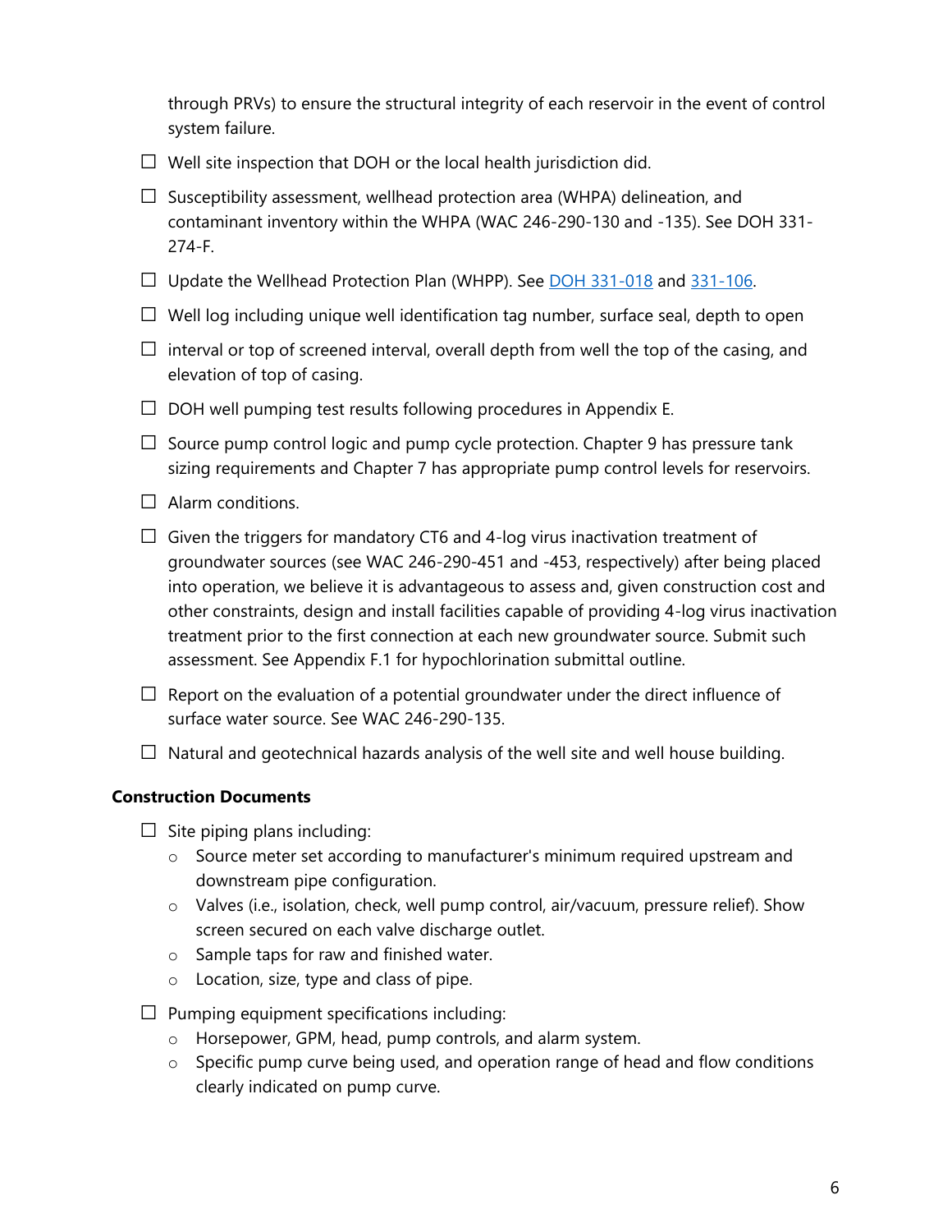through PRVs) to ensure the structural integrity of each reservoir in the event of control system failure.

- ☐ Well site inspection that DOH or the local health jurisdiction did.
- ☐ Susceptibility assessment, wellhead protection area (WHPA) delineation, and contaminant inventory within the WHPA (WAC 246-290-130 and -135). See DOH 331-274-F.
- ☐ Update the Wellhead Protection Plan (WHPP). See DOH 331-018 and 331-106.
- ☐ Well log including unique well identification tag number, surface seal, depth to open
- ☐ interval or top of screened interval, overall depth from well the top of the casing, and elevation of top of casing.
- ☐ DOH well pumping test results following procedures in Appendix E.
- ☐ Source pump control logic and pump cycle protection. Chapter 9 has pressure tank sizing requirements and Chapter 7 has appropriate pump control levels for reservoirs.
- ☐ Alarm conditions.
- ☐ Given the triggers for mandatory CT6 and 4-log virus inactivation treatment of groundwater sources (see WAC 246-290-451 and -453, respectively) after being placed into operation, we believe it is advantageous to assess and, given construction cost and other constraints, design and install facilities capable of providing 4-log virus inactivation treatment prior to the first connection at each new groundwater source. Submit such assessment. See Appendix F.1 for hypochlorination submittal outline.
- ☐ Report on the evaluation of a potential groundwater under the direct influence of surface water source. See WAC 246-290-135.
- ☐ Natural and geotechnical hazards analysis of the well site and well house building.

**Construction Documents**

- ☐ Site piping plans including:
  - Source meter set according to manufacturer's minimum required upstream and downstream pipe configuration.
  - Valves (i.e., isolation, check, well pump control, air/vacuum, pressure relief). Show screen secured on each valve discharge outlet.
  - Sample taps for raw and finished water.
  - Location, size, type and class of pipe.
- ☐ Pumping equipment specifications including:
  - Horsepower, GPM, head, pump controls, and alarm system.
  - Specific pump curve being used, and operation range of head and flow conditions clearly indicated on pump curve.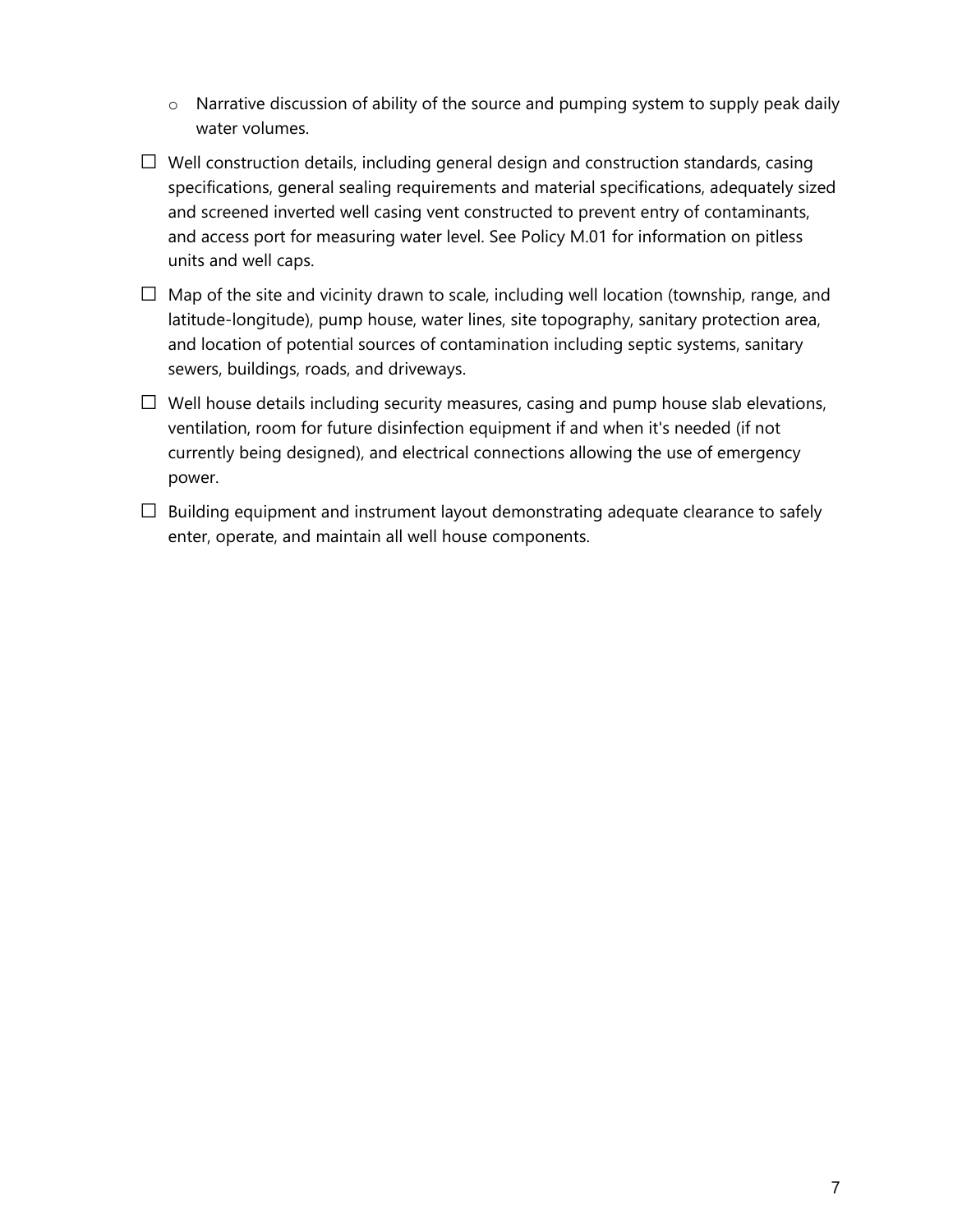- Narrative discussion of ability of the source and pumping system to supply peak daily water volumes.

- ☐ Well construction details, including general design and construction standards, casing specifications, general sealing requirements and material specifications, adequately sized and screened inverted well casing vent constructed to prevent entry of contaminants, and access port for measuring water level. See Policy M.01 for information on pitless units and well caps.

- ☐ Map of the site and vicinity drawn to scale, including well location (township, range, and latitude-longitude), pump house, water lines, site topography, sanitary protection area, and location of potential sources of contamination including septic systems, sanitary sewers, buildings, roads, and driveways.

- ☐ Well house details including security measures, casing and pump house slab elevations, ventilation, room for future disinfection equipment if and when it's needed (if not currently being designed), and electrical connections allowing the use of emergency power.

- ☐ Building equipment and instrument layout demonstrating adequate clearance to safely enter, operate, and maintain all well house components.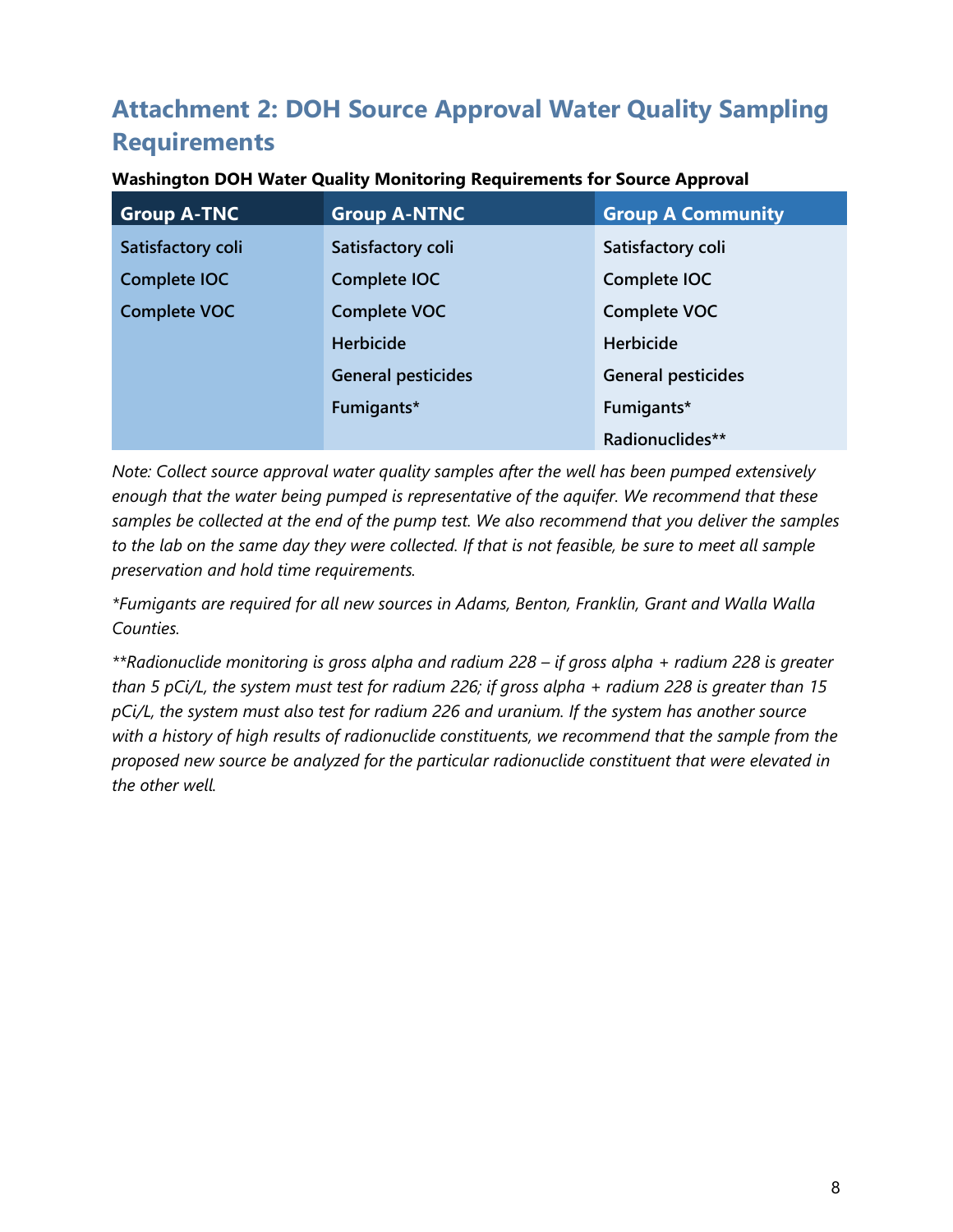## Attachment 2: DOH Source Approval Water Quality Sampling Requirements

**Washington DOH Water Quality Monitoring Requirements for Source Approval**

| Group A-TNC | Group A-NTNC | Group A Community |
|---|---|---|
| Satisfactory coli | Satisfactory coli | Satisfactory coli |
| Complete IOC | Complete IOC | Complete IOC |
| Complete VOC | Complete VOC | Complete VOC |
| | Herbicide | Herbicide |
| | General pesticides | General pesticides |
| | Fumigants* | Fumigants* |
| | | Radionuclides** |

*Note: Collect source approval water quality samples after the well has been pumped extensively enough that the water being pumped is representative of the aquifer. We recommend that these samples be collected at the end of the pump test. We also recommend that you deliver the samples to the lab on the same day they were collected. If that is not feasible, be sure to meet all sample preservation and hold time requirements.*

*\*Fumigants are required for all new sources in Adams, Benton, Franklin, Grant and Walla Walla Counties.*

*\*\*Radionuclide monitoring is gross alpha and radium 228 – if gross alpha + radium 228 is greater than 5 pCi/L, the system must test for radium 226; if gross alpha + radium 228 is greater than 15 pCi/L, the system must also test for radium 226 and uranium. If the system has another source with a history of high results of radionuclide constituents, we recommend that the sample from the proposed new source be analyzed for the particular radionuclide constituent that were elevated in the other well.*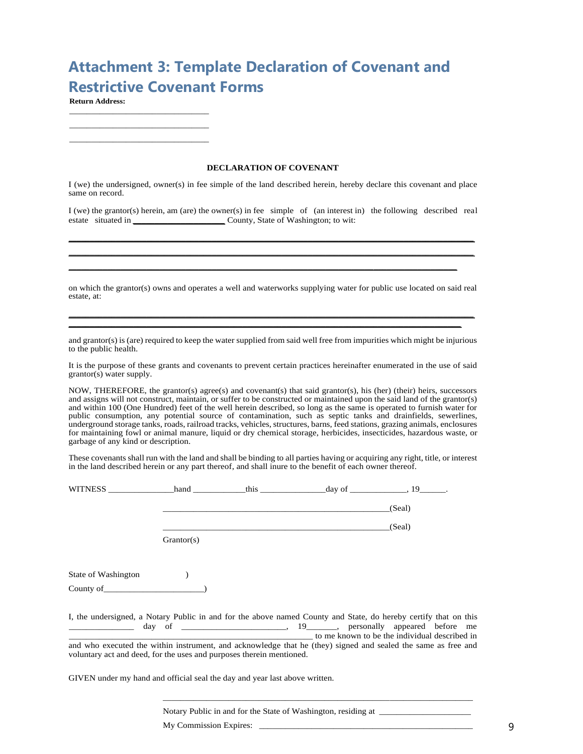# Attachment 3: Template Declaration of Covenant and Restrictive Covenant Forms

**Return Address:**

______________________________

______________________________

______________________________

**DECLARATION OF COVENANT**

I (we) the undersigned, owner(s) in fee simple of the land described herein, hereby declare this covenant and place same on record.

I (we) the grantor(s) herein, am (are) the owner(s) in fee simple of (an interest in) the following described real estate situated in ____________________ County, State of Washington; to wit:

______________________________________________________________________________

______________________________________________________________________________

______________________________________________________________________________

on which the grantor(s) owns and operates a well and waterworks supplying water for public use located on said real estate, at:

______________________________________________________________________________

______________________________________________________________________________

and grantor(s) is (are) required to keep the water supplied from said well free from impurities which might be injurious to the public health.

It is the purpose of these grants and covenants to prevent certain practices hereinafter enumerated in the use of said grantor(s) water supply.

NOW, THEREFORE, the grantor(s) agree(s) and covenant(s) that said grantor(s), his (her) (their) heirs, successors and assigns will not construct, maintain, or suffer to be constructed or maintained upon the said land of the grantor(s) and within 100 (One Hundred) feet of the well herein described, so long as the same is operated to furnish water for public consumption, any potential source of contamination, such as septic tanks and drainfields, sewerlines, underground storage tanks, roads, railroad tracks, vehicles, structures, barns, feed stations, grazing animals, enclosures for maintaining fowl or animal manure, liquid or dry chemical storage, herbicides, insecticides, hazardous waste, or garbage of any kind or description.

These covenants shall run with the land and shall be binding to all parties having or acquiring any right, title, or interest in the land described herein or any part thereof, and shall inure to the benefit of each owner thereof.

WITNESS _______________hand ____________this _______________day of _____________, 19______.

_____________________________________________________(Seal)

_____________________________________________________(Seal)

Grantor(s)

State of Washington )

County of______________________)

I, the undersigned, a Notary Public in and for the above named County and State, do hereby certify that on this ______________ day of _______________________, 19_______, personally appeared before me ________________________________________________________ to me known to be the individual described in and who executed the within instrument, and acknowledge that he (they) signed and sealed the same as free and voluntary act and deed, for the uses and purposes therein mentioned.

GIVEN under my hand and official seal the day and year last above written.

______________________________________________________________________

Notary Public in and for the State of Washington, residing at _____________________

My Commission Expires: _________________________________________________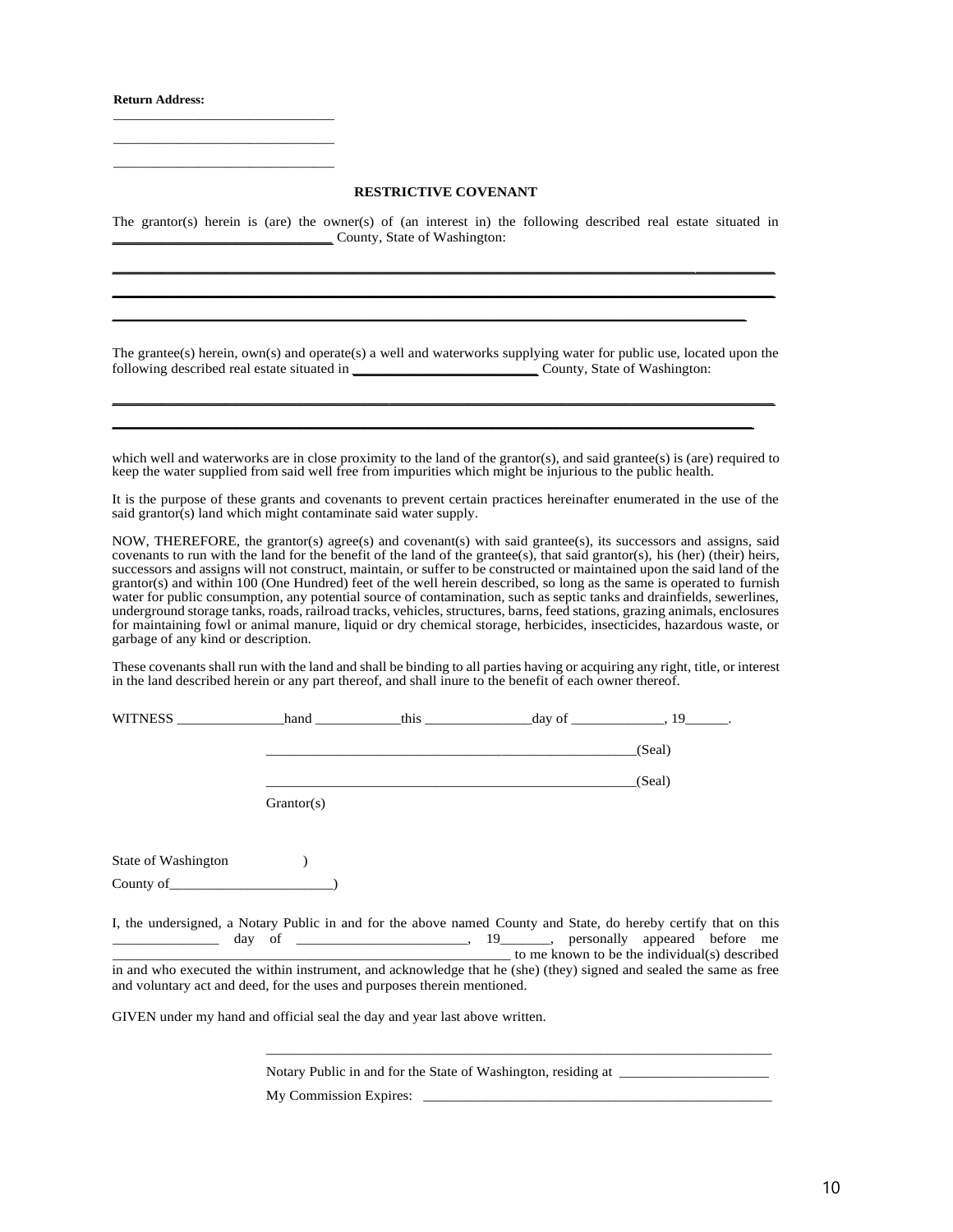**Return Address:**

\_\_\_\_\_\_\_\_\_\_\_\_\_\_\_\_\_\_\_\_\_\_\_\_\_\_\_\_\_\_

\_\_\_\_\_\_\_\_\_\_\_\_\_\_\_\_\_\_\_\_\_\_\_\_\_\_\_\_\_\_

\_\_\_\_\_\_\_\_\_\_\_\_\_\_\_\_\_\_\_\_\_\_\_\_\_\_\_\_\_\_

**RESTRICTIVE COVENANT**

The grantor(s) herein is (are) the owner(s) of (an interest in) the following described real estate situated in \_\_\_\_\_\_\_\_\_\_\_\_\_\_\_\_\_\_\_\_\_\_\_\_\_\_\_\_\_\_ County, State of Washington:

\_\_\_\_\_\_\_\_\_\_\_\_\_\_\_\_\_\_\_\_\_\_\_\_\_\_\_\_\_\_\_\_\_\_\_\_\_\_\_\_\_\_\_\_\_\_\_\_\_\_\_\_\_\_\_\_\_\_\_\_\_\_\_\_\_\_\_\_\_\_\_\_\_\_\_\_\_\_

\_\_\_\_\_\_\_\_\_\_\_\_\_\_\_\_\_\_\_\_\_\_\_\_\_\_\_\_\_\_\_\_\_\_\_\_\_\_\_\_\_\_\_\_\_\_\_\_\_\_\_\_\_\_\_\_\_\_\_\_\_\_\_\_\_\_\_\_\_\_\_\_\_\_\_\_\_\_

\_\_\_\_\_\_\_\_\_\_\_\_\_\_\_\_\_\_\_\_\_\_\_\_\_\_\_\_\_\_\_\_\_\_\_\_\_\_\_\_\_\_\_\_\_\_\_\_\_\_\_\_\_\_\_\_\_\_\_\_\_\_\_\_\_\_\_\_\_\_\_\_\_\_\_\_\_

The grantee(s) herein, own(s) and operate(s) a well and waterworks supplying water for public use, located upon the following described real estate situated in \_\_\_\_\_\_\_\_\_\_\_\_\_\_\_\_\_\_\_\_\_\_\_\_\_ County, State of Washington:

\_\_\_\_\_\_\_\_\_\_\_\_\_\_\_\_\_\_\_\_\_\_\_\_\_\_\_\_\_\_\_\_\_\_\_\_\_\_\_\_\_\_\_\_\_\_\_\_\_\_\_\_\_\_\_\_\_\_\_\_\_\_\_\_\_\_\_\_\_\_\_\_\_\_\_\_\_\_

\_\_\_\_\_\_\_\_\_\_\_\_\_\_\_\_\_\_\_\_\_\_\_\_\_\_\_\_\_\_\_\_\_\_\_\_\_\_\_\_\_\_\_\_\_\_\_\_\_\_\_\_\_\_\_\_\_\_\_\_\_\_\_\_\_\_\_\_\_\_\_\_\_\_\_\_\_

which well and waterworks are in close proximity to the land of the grantor(s), and said grantee(s) is (are) required to keep the water supplied from said well free from impurities which might be injurious to the public health.

It is the purpose of these grants and covenants to prevent certain practices hereinafter enumerated in the use of the said grantor(s) land which might contaminate said water supply.

NOW, THEREFORE, the grantor(s) agree(s) and covenant(s) with said grantee(s), its successors and assigns, said covenants to run with the land for the benefit of the land of the grantee(s), that said grantor(s), his (her) (their) heirs, successors and assigns will not construct, maintain, or suffer to be constructed or maintained upon the said land of the grantor(s) and within 100 (One Hundred) feet of the well herein described, so long as the same is operated to furnish water for public consumption, any potential source of contamination, such as septic tanks and drainfields, sewerlines, underground storage tanks, roads, railroad tracks, vehicles, structures, barns, feed stations, grazing animals, enclosures for maintaining fowl or animal manure, liquid or dry chemical storage, herbicides, insecticides, hazardous waste, or garbage of any kind or description.

These covenants shall run with the land and shall be binding to all parties having or acquiring any right, title, or interest in the land described herein or any part thereof, and shall inure to the benefit of each owner thereof.

WITNESS \_\_\_\_\_\_\_\_\_\_\_\_\_\_\_hand \_\_\_\_\_\_\_\_\_\_\_\_this \_\_\_\_\_\_\_\_\_\_\_\_\_\_\_day of \_\_\_\_\_\_\_\_\_\_\_\_\_, 19\_\_\_\_\_\_.

\_\_\_\_\_\_\_\_\_\_\_\_\_\_\_\_\_\_\_\_\_\_\_\_\_\_\_\_\_\_\_\_\_\_\_\_\_\_\_\_\_\_\_\_\_\_\_\_\_\_\_\_(Seal)

\_\_\_\_\_\_\_\_\_\_\_\_\_\_\_\_\_\_\_\_\_\_\_\_\_\_\_\_\_\_\_\_\_\_\_\_\_\_\_\_\_\_\_\_\_\_\_\_\_\_\_\_(Seal)

Grantor(s)

State of Washington )

County of\_\_\_\_\_\_\_\_\_\_\_\_\_\_\_\_\_\_\_\_\_\_)

I, the undersigned, a Notary Public in and for the above named County and State, do hereby certify that on this \_\_\_\_\_\_\_\_\_\_\_\_\_\_\_ day of \_\_\_\_\_\_\_\_\_\_\_\_\_\_\_\_\_\_\_\_\_\_\_\_, 19\_\_\_\_\_\_\_, personally appeared before me \_\_\_\_\_\_\_\_\_\_\_\_\_\_\_\_\_\_\_\_\_\_\_\_\_\_\_\_\_\_\_\_\_\_\_\_\_\_\_\_\_\_\_\_\_\_\_\_\_\_\_\_\_\_\_\_ to me known to be the individual(s) described in and who executed the within instrument, and acknowledge that he (she) (they) signed and sealed the same as free and voluntary act and deed, for the uses and purposes therein mentioned.

GIVEN under my hand and official seal the day and year last above written.

\_\_\_\_\_\_\_\_\_\_\_\_\_\_\_\_\_\_\_\_\_\_\_\_\_\_\_\_\_\_\_\_\_\_\_\_\_\_\_\_\_\_\_\_\_\_\_\_\_\_\_\_\_\_\_\_\_\_\_\_\_\_\_\_\_\_\_\_\_\_

Notary Public in and for the State of Washington, residing at \_\_\_\_\_\_\_\_\_\_\_\_\_\_\_\_\_\_\_\_\_

My Commission Expires: \_\_\_\_\_\_\_\_\_\_\_\_\_\_\_\_\_\_\_\_\_\_\_\_\_\_\_\_\_\_\_\_\_\_\_\_\_\_\_\_\_\_\_\_\_\_\_\_\_\_